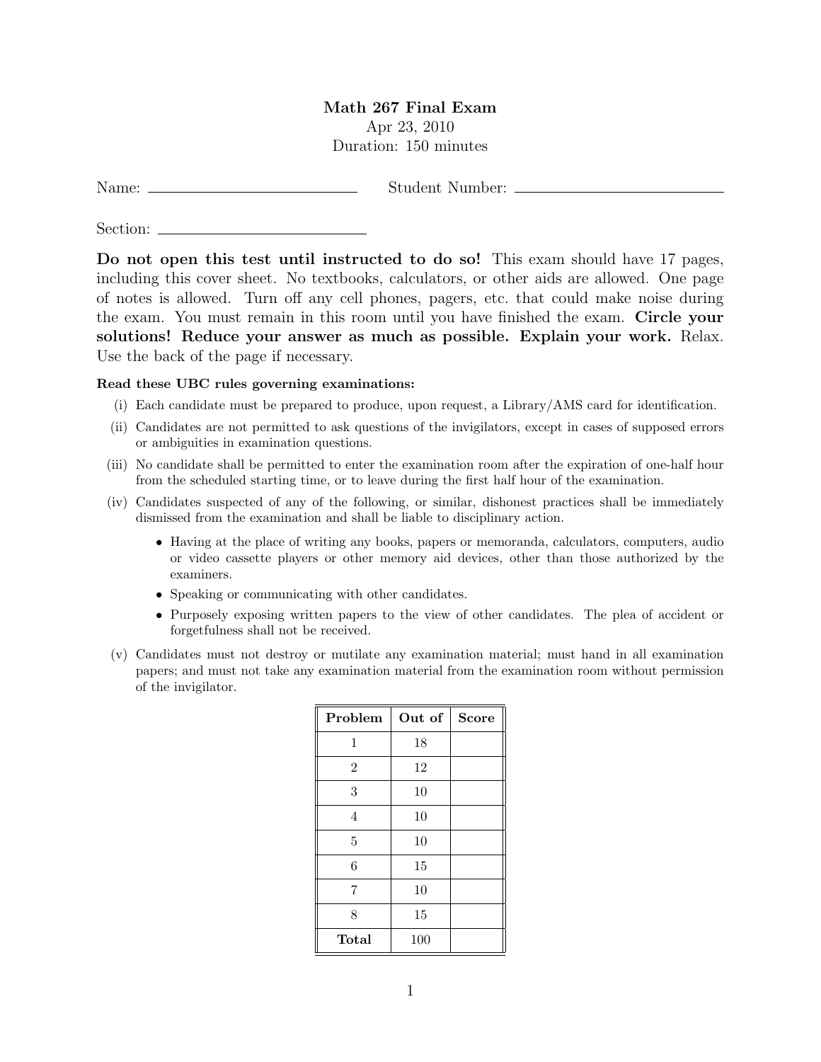# Math 267 Final Exam

Apr 23, 2010

Duration: 150 minutes

Name: \_\_\_\_\_\_\_\_\_\_\_\_\_\_\_\_\_\_\_\_\_\_\_\_ Student Number: \_\_\_\_\_\_\_\_\_\_\_\_\_\_\_\_\_\_\_\_\_\_\_\_

Section: \_\_\_\_\_\_\_\_\_\_\_\_\_\_\_\_\_\_\_\_\_\_\_\_

**Do not open this test until instructed to do so!** This exam should have 17 pages, including this cover sheet. No textbooks, calculators, or other aids are allowed. One page of notes is allowed. Turn off any cell phones, pagers, etc. that could make noise during the exam. You must remain in this room until you have finished the exam. **Circle your solutions! Reduce your answer as much as possible. Explain your work.** Relax. Use the back of the page if necessary.

**Read these UBC rules governing examinations:**

(i) Each candidate must be prepared to produce, upon request, a Library/AMS card for identification.

(ii) Candidates are not permitted to ask questions of the invigilators, except in cases of supposed errors or ambiguities in examination questions.

(iii) No candidate shall be permitted to enter the examination room after the expiration of one-half hour from the scheduled starting time, or to leave during the first half hour of the examination.

(iv) Candidates suspected of any of the following, or similar, dishonest practices shall be immediately dismissed from the examination and shall be liable to disciplinary action.

- Having at the place of writing any books, papers or memoranda, calculators, computers, audio or video cassette players or other memory aid devices, other than those authorized by the examiners.
- Speaking or communicating with other candidates.
- Purposely exposing written papers to the view of other candidates. The plea of accident or forgetfulness shall not be received.

(v) Candidates must not destroy or mutilate any examination material; must hand in all examination papers; and must not take any examination material from the examination room without permission of the invigilator.

| Problem | Out of | Score |
|---|---|---|
| 1 | 18 | |
| 2 | 12 | |
| 3 | 10 | |
| 4 | 10 | |
| 5 | 10 | |
| 6 | 15 | |
| 7 | 10 | |
| 8 | 15 | |
| **Total** | 100 | |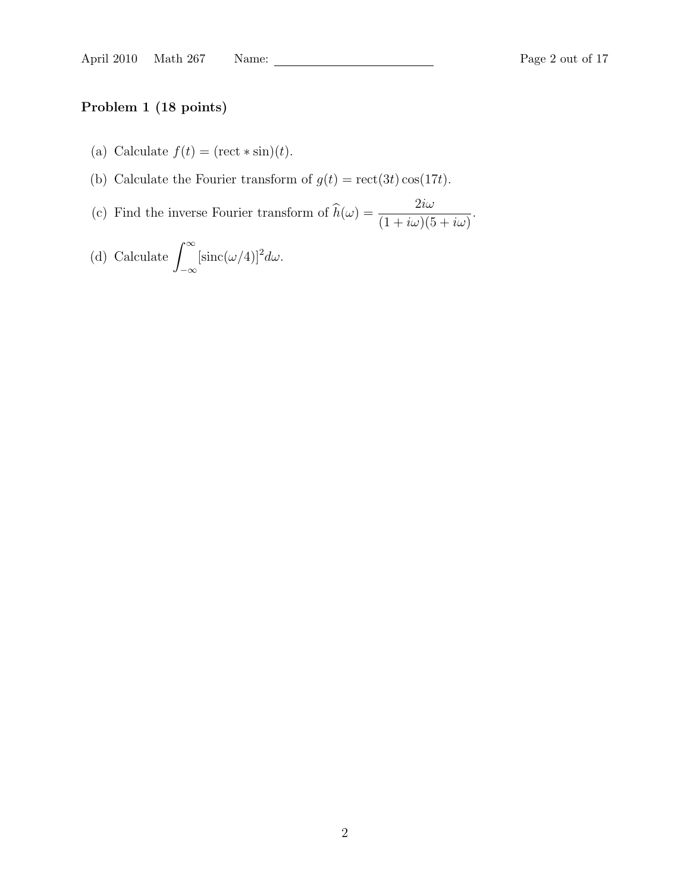## Problem 1 (18 points)

(a) Calculate $f(t) = (\text{rect} * \sin)(t)$.

(b) Calculate the Fourier transform of $g(t) = \text{rect}(3t)\cos(17t)$.

(c) Find the inverse Fourier transform of $\widehat{h}(\omega) = \dfrac{2i\omega}{(1+i\omega)(5+i\omega)}$.

(d) Calculate $\displaystyle\int_{-\infty}^{\infty} [\text{sinc}(\omega/4)]^2 d\omega$.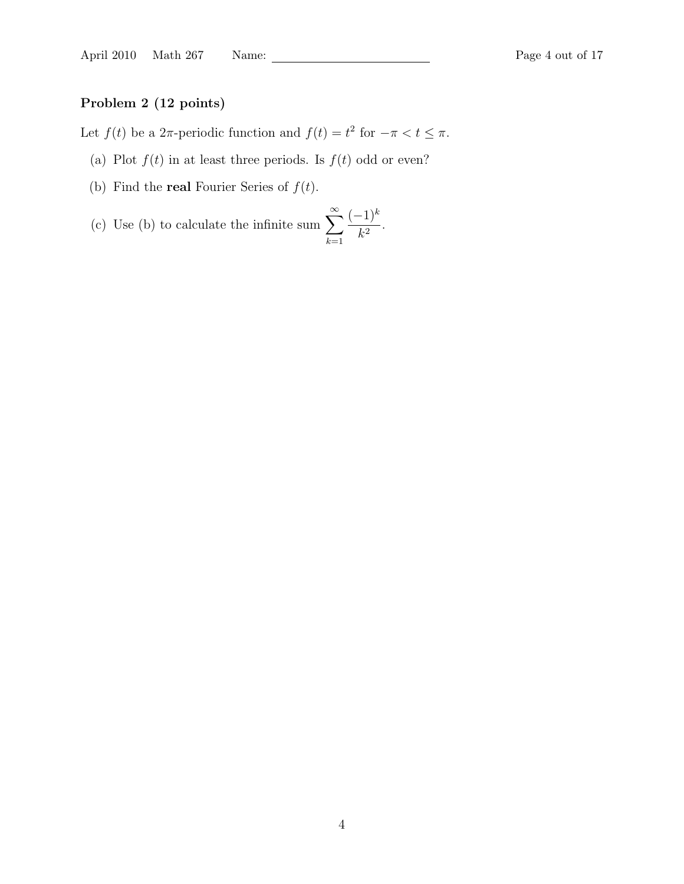**Problem 2 (12 points)**

Let $f(t)$ be a $2\pi$-periodic function and $f(t) = t^2$ for $-\pi < t \leq \pi$.

(a) Plot $f(t)$ in at least three periods. Is $f(t)$ odd or even?

(b) Find the **real** Fourier Series of $f(t)$.

(c) Use (b) to calculate the infinite sum $\displaystyle\sum_{k=1}^{\infty} \frac{(-1)^k}{k^2}$.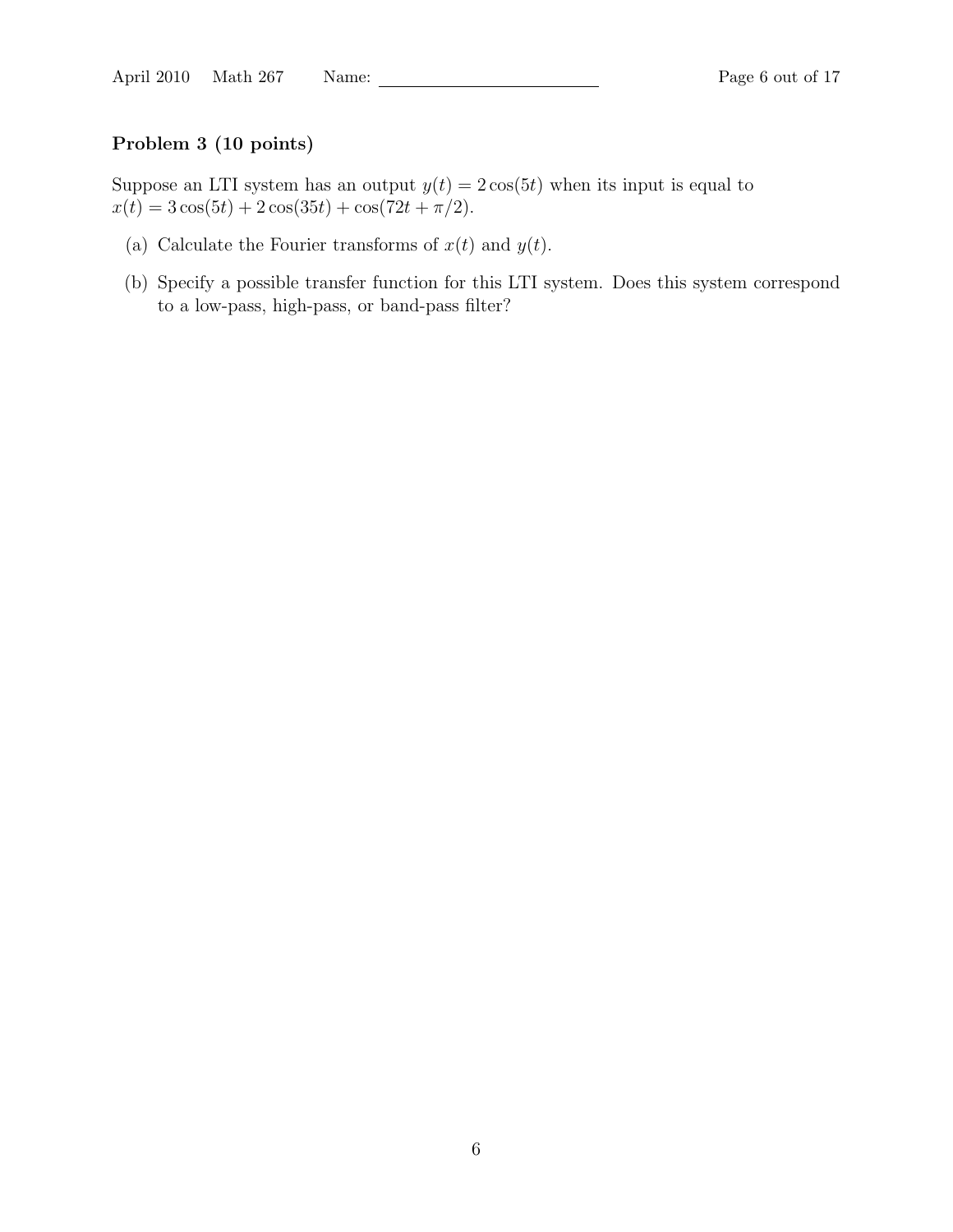**Problem 3 (10 points)**

Suppose an LTI system has an output $y(t) = 2\cos(5t)$ when its input is equal to $x(t) = 3\cos(5t) + 2\cos(35t) + \cos(72t + \pi/2)$.

(a) Calculate the Fourier transforms of $x(t)$ and $y(t)$.

(b) Specify a possible transfer function for this LTI system. Does this system correspond to a low-pass, high-pass, or band-pass filter?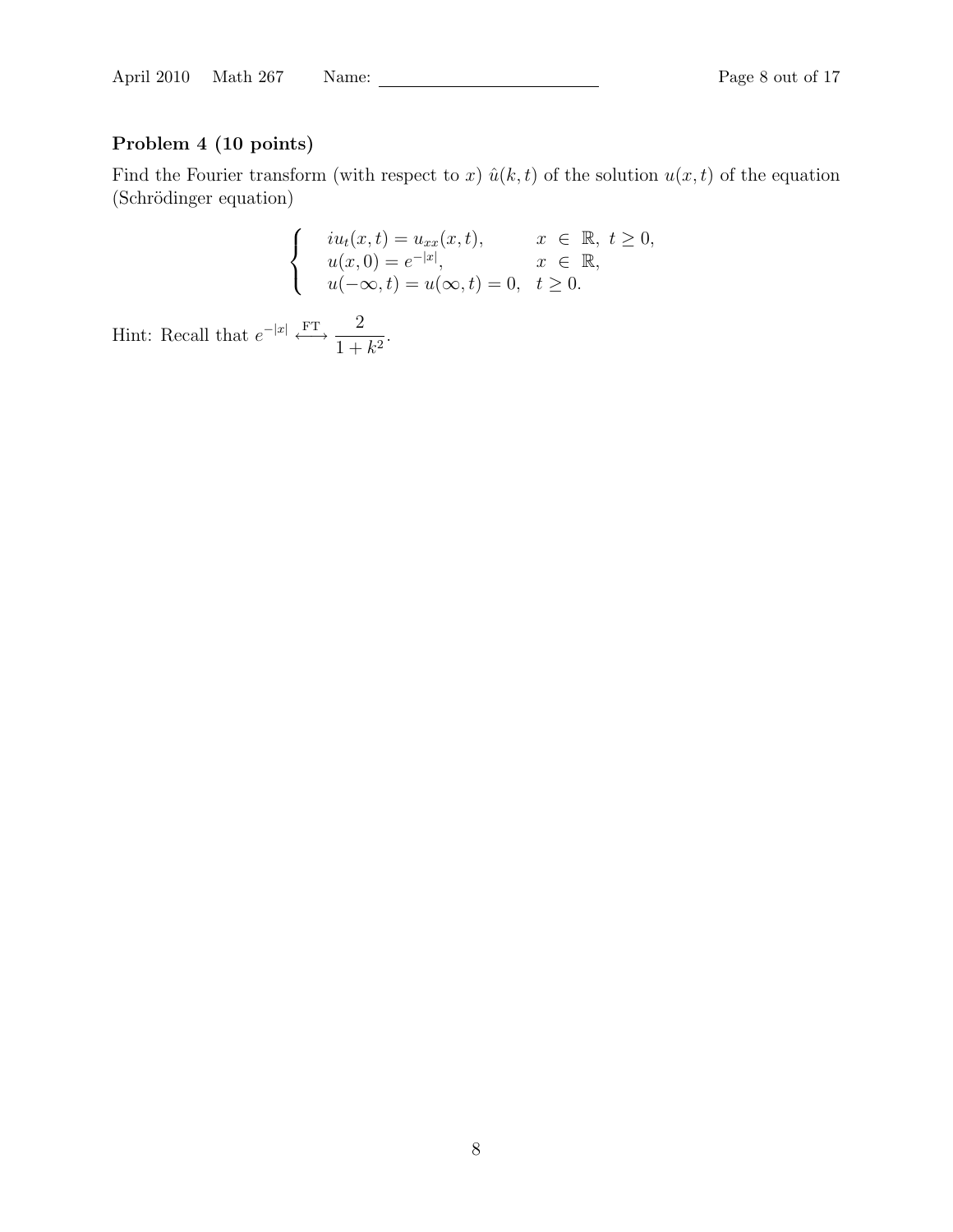**Problem 4 (10 points)**

Find the Fourier transform (with respect to $x$) $\hat{u}(k,t)$ of the solution $u(x,t)$ of the equation (Schrödinger equation)

$$
\begin{cases}
iu_t(x,t) = u_{xx}(x,t), & x \in \mathbb{R},\ t \geq 0, \\
u(x,0) = e^{-|x|}, & x \in \mathbb{R}, \\
u(-\infty,t) = u(\infty,t) = 0, & t \geq 0.
\end{cases}
$$

Hint: Recall that $e^{-|x|} \stackrel{\text{FT}}{\longleftrightarrow} \dfrac{2}{1+k^2}$.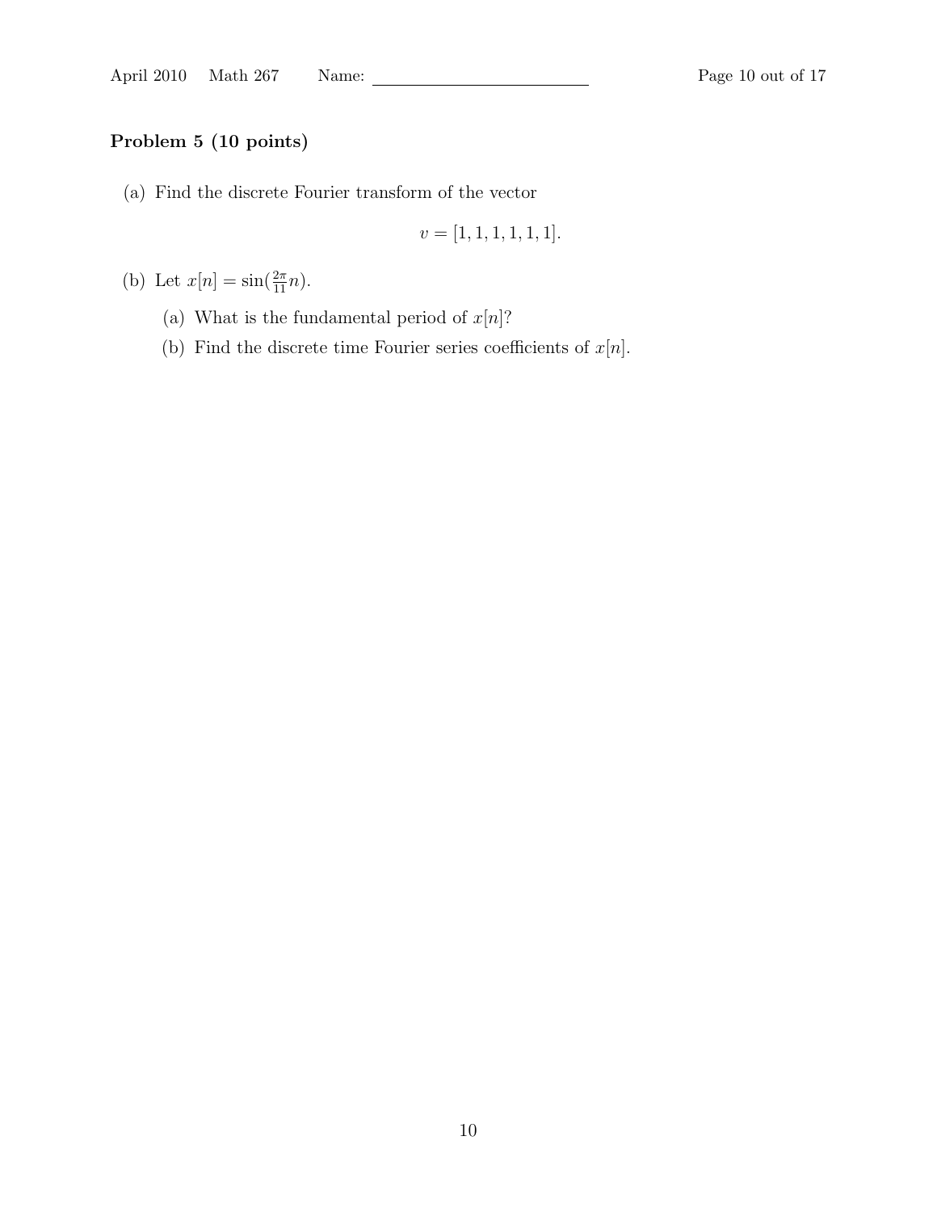### Problem 5 (10 points)

(a) Find the discrete Fourier transform of the vector

$$v = [1, 1, 1, 1, 1].$$

(b) Let $x[n] = \sin(\frac{2\pi}{11}n)$.

  (a) What is the fundamental period of $x[n]$?

  (b) Find the discrete time Fourier series coefficients of $x[n]$.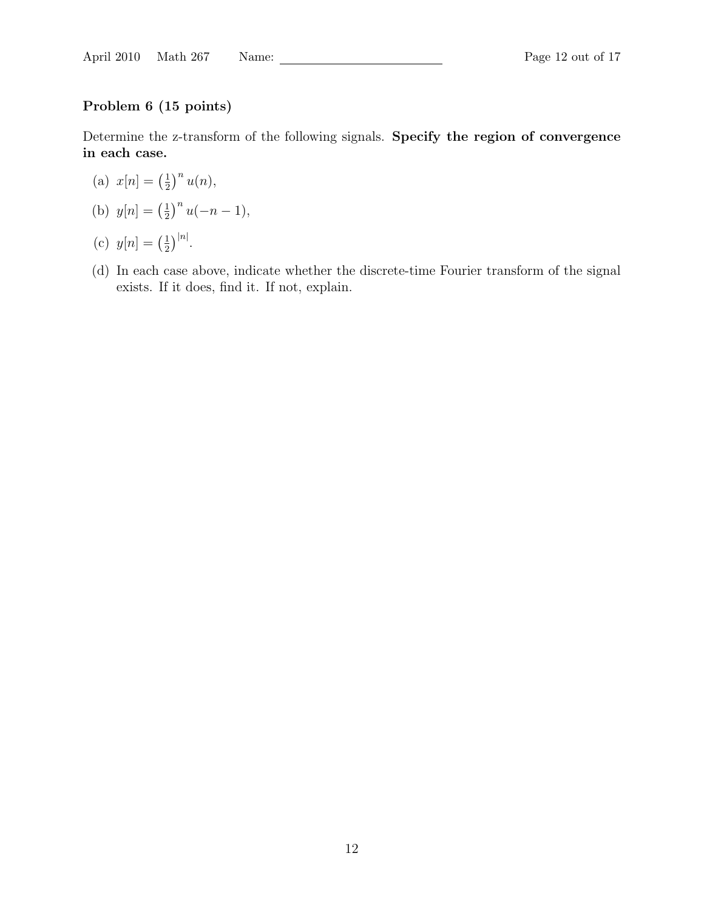**Problem 6 (15 points)**

Determine the z-transform of the following signals. **Specify the region of convergence in each case.**

(a) $x[n] = \left(\frac{1}{2}\right)^n u(n)$,

(b) $y[n] = \left(\frac{1}{2}\right)^n u(-n-1)$,

(c) $y[n] = \left(\frac{1}{2}\right)^{|n|}$.

(d) In each case above, indicate whether the discrete-time Fourier transform of the signal exists. If it does, find it. If not, explain.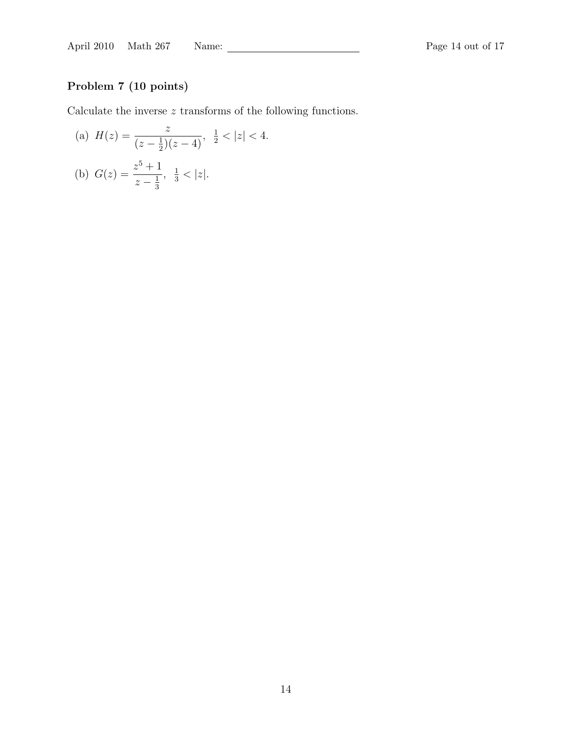**Problem 7 (10 points)**

Calculate the inverse $z$ transforms of the following functions.

(a) $H(z) = \dfrac{z}{(z - \frac{1}{2})(z - 4)}, \; \frac{1}{2} < |z| < 4.$

(b) $G(z) = \dfrac{z^5 + 1}{z - \frac{1}{3}}, \; \frac{1}{3} < |z|.$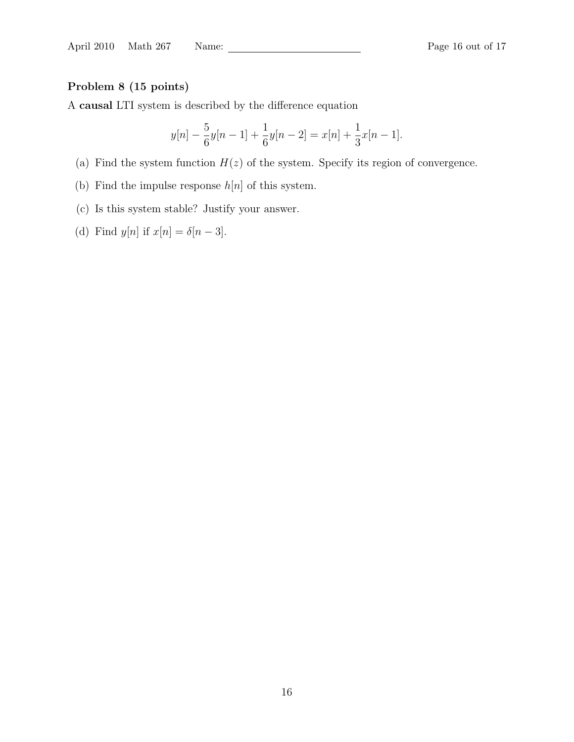**Problem 8 (15 points)**

A **causal** LTI system is described by the difference equation

$$y[n] - \frac{5}{6}y[n-1] + \frac{1}{6}y[n-2] = x[n] + \frac{1}{3}x[n-1].$$

(a) Find the system function $H(z)$ of the system. Specify its region of convergence.

(b) Find the impulse response $h[n]$ of this system.

(c) Is this system stable? Justify your answer.

(d) Find $y[n]$ if $x[n] = \delta[n-3]$.